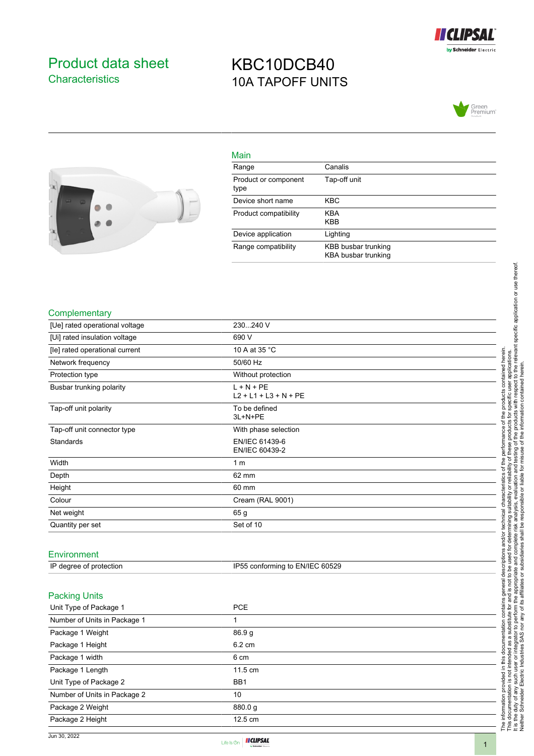# Product data sheet

## Characteristics

# KBC10DCB40

## 10A TAPOFF UNITS

### Main

| | |
|---|---|
| Range | Canalis |
| Product or component type | Tap-off unit |
| Device short name | KBC |
| Product compatibility | KBA<br>KBB |
| Device application | Lighting |
| Range compatibility | KBB busbar trunking<br>KBA busbar trunking |

### Complementary

| | |
|---|---|
| [Ue] rated operational voltage | 230...240 V |
| [Ui] rated insulation voltage | 690 V |
| [Ie] rated operational current | 10 A at 35 °C |
| Network frequency | 50/60 Hz |
| Protection type | Without protection |
| Busbar trunking polarity | L + N + PE<br>L2 + L1 + L3 + N + PE |
| Tap-off unit polarity | To be defined<br>3L+N+PE |
| Tap-off unit connector type | With phase selection |
| Standards | EN/IEC 61439-6<br>EN/IEC 60439-2 |
| Width | 1 m |
| Depth | 62 mm |
| Height | 60 mm |
| Colour | Cream (RAL 9001) |
| Net weight | 65 g |
| Quantity per set | Set of 10 |

### Environment

| | |
|---|---|
| IP degree of protection | IP55 conforming to EN/IEC 60529 |

### Packing Units

| | |
|---|---|
| Unit Type of Package 1 | PCE |
| Number of Units in Package 1 | 1 |
| Package 1 Weight | 86.9 g |
| Package 1 Height | 6.2 cm |
| Package 1 width | 6 cm |
| Package 1 Length | 11.5 cm |
| Unit Type of Package 2 | BB1 |
| Number of Units in Package 2 | 10 |
| Package 2 Weight | 880.0 g |
| Package 2 Height | 12.5 cm |

The information provided in this documentation contains general descriptions and/or technical characteristics of the performance of the products contained herein. This documentation is not intended as a substitute for and is not to be used for determining suitability or reliability of these products for specific user applications. It is the duty of any such user or integrator to perform the appropriate and complete risk analysis, evaluation and testing of the products with respect to the relevant specific application or use thereof. Neither Schneider Electric Industries SAS nor any of its affiliates or subsidiaries shall be responsible or liable for misuse of the information contained herein.

Jun 30, 2022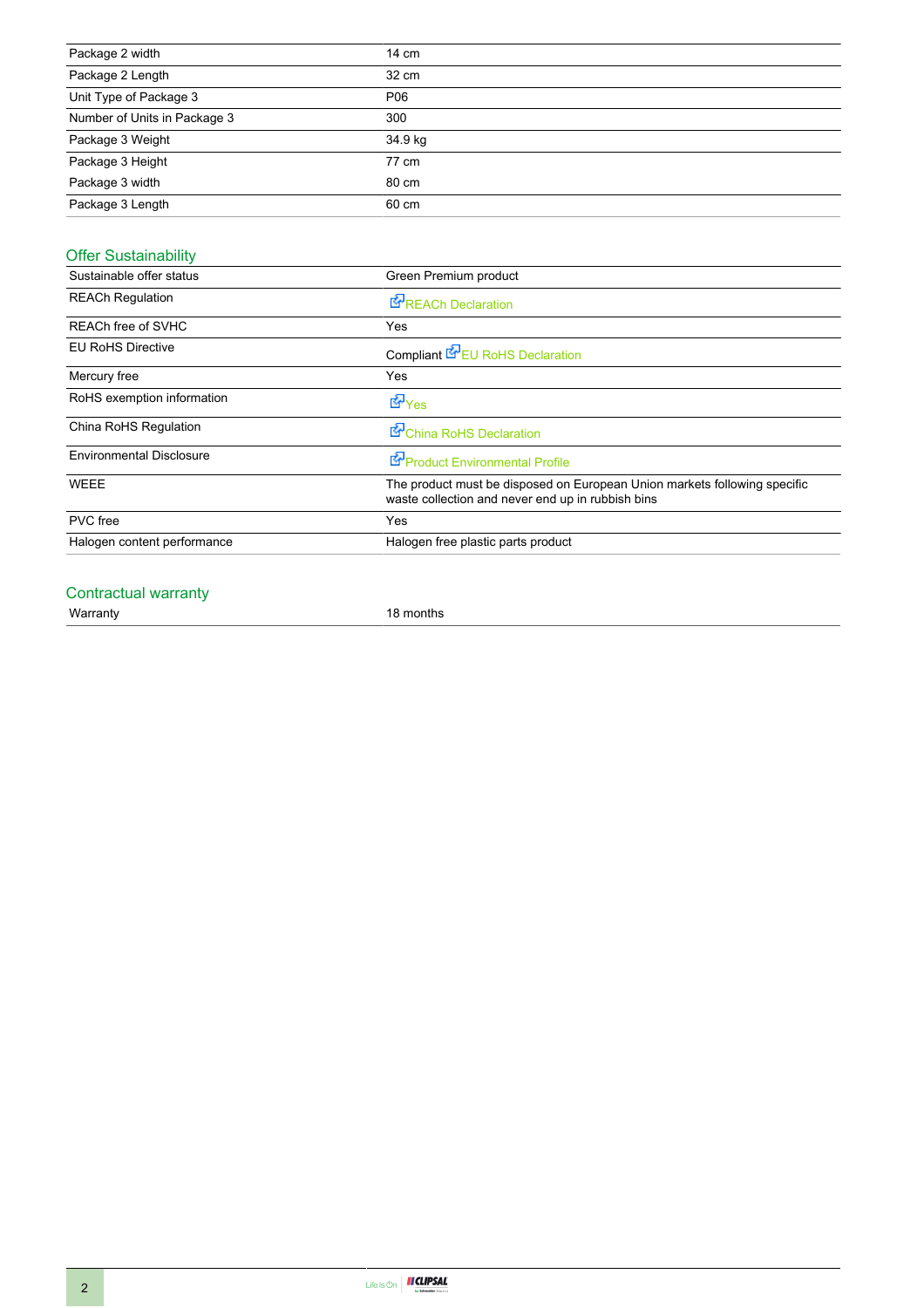| | |
|---|---|
| Package 2 width | 14 cm |
| Package 2 Length | 32 cm |
| Unit Type of Package 3 | P06 |
| Number of Units in Package 3 | 300 |
| Package 3 Weight | 34.9 kg |
| Package 3 Height | 77 cm |
| Package 3 width | 80 cm |
| Package 3 Length | 60 cm |

## Offer Sustainability

| | |
|---|---|
| Sustainable offer status | Green Premium product |
| REACh Regulation | REACh Declaration |
| REACh free of SVHC | Yes |
| EU RoHS Directive | Compliant EU RoHS Declaration |
| Mercury free | Yes |
| RoHS exemption information | Yes |
| China RoHS Regulation | China RoHS Declaration |
| Environmental Disclosure | Product Environmental Profile |
| WEEE | The product must be disposed on European Union markets following specific waste collection and never end up in rubbish bins |
| PVC free | Yes |
| Halogen content performance | Halogen free plastic parts product |

## Contractual warranty

| | |
|---|---|
| Warranty | 18 months |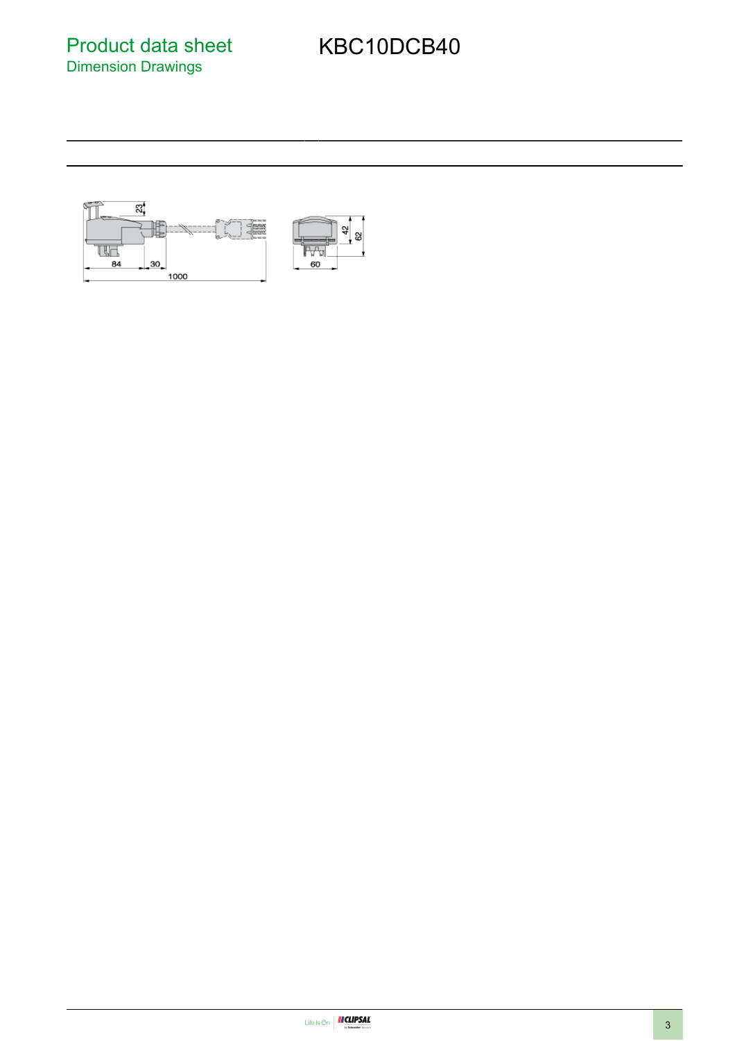# Product data sheet

## Dimension Drawings

# KBC10DCB40

23

84

30

1000

42

62

60